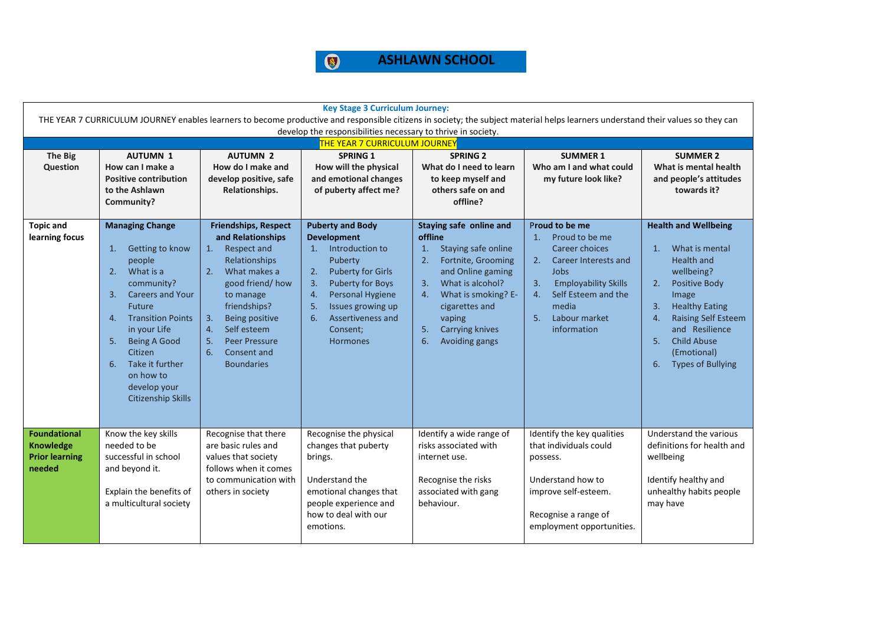# ASHLAWN SCHOOL

**Key Stage 3 Curriculum Journey:**

THE YEAR 7 CURRICULUM JOURNEY enables learners to become productive and responsible citizens in society; the subject material helps learners understand their values so they can develop the responsibilities necessary to thrive in society.

**THE YEAR 7 CURRICULUM JOURNEY**

| The Big Question | AUTUMN 1<br>How can I make a Positive contribution to the Ashlawn Community? | AUTUMN 2<br>How do I make and develop positive, safe Relationships. | SPRING 1<br>How will the physical and emotional changes of puberty affect me? | SPRING 2<br>What do I need to learn to keep myself and others safe on and offline? | SUMMER 1<br>Who am I and what could my future look like? | SUMMER 2<br>What is mental health and people's attitudes towards it? |
|---|---|---|---|---|---|---|
| **Topic and learning focus** | **Managing Change**<br>1. Getting to know people<br>2. What is a community?<br>3. Careers and Your Future<br>4. Transition Points in your Life<br>5. Being A Good Citizen<br>6. Take it further on how to develop your Citizenship Skills | **Friendships, Respect and Relationships**<br>1. Respect and Relationships<br>2. What makes a good friend/ how to manage friendships?<br>3. Being positive<br>4. Self esteem<br>5. Peer Pressure<br>6. Consent and Boundaries | **Puberty and Body Development**<br>1. Introduction to Puberty<br>2. Puberty for Girls<br>3. Puberty for Boys<br>4. Personal Hygiene<br>5. Issues growing up<br>6. Assertiveness and Consent; Hormones | **Staying safe online and offline**<br>1. Staying safe online<br>2. Fortnite, Grooming and Online gaming<br>3. What is alcohol?<br>4. What is smoking? E-cigarettes and vaping<br>5. Carrying knives<br>6. Avoiding gangs | **Proud to be me**<br>1. Proud to be me Career choices<br>2. Career Interests and Jobs<br>3. Employability Skills<br>4. Self Esteem and the media<br>5. Labour market information | **Health and Wellbeing**<br>1. What is mental Health and wellbeing?<br>2. Positive Body Image<br>3. Healthy Eating<br>4. Raising Self Esteem and Resilience<br>5. Child Abuse (Emotional)<br>6. Types of Bullying |
| **Foundational Knowledge Prior learning needed** | Know the key skills needed to be successful in school and beyond it.<br><br>Explain the benefits of a multicultural society | Recognise that there are basic rules and values that society follows when it comes to communication with others in society | Recognise the physical changes that puberty brings.<br><br>Understand the emotional changes that people experience and how to deal with our emotions. | Identify a wide range of risks associated with internet use.<br><br>Recognise the risks associated with gang behaviour. | Identify the key qualities that individuals could possess.<br><br>Understand how to improve self-esteem.<br><br>Recognise a range of employment opportunities. | Understand the various definitions for health and wellbeing<br><br>Identify healthy and unhealthy habits people may have |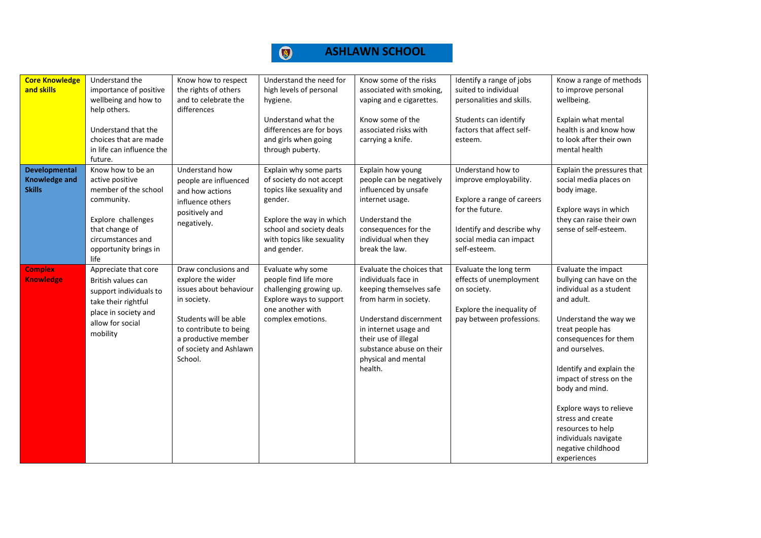# ASHLAWN SCHOOL

| | | | | | | |
|---|---|---|---|---|---|---|
| **Core Knowledge and skills** | Understand the importance of positive wellbeing and how to help others.<br><br>Understand that the choices that are made in life can influence the future. | Know how to respect the rights of others and to celebrate the differences | Understand the need for high levels of personal hygiene.<br><br>Understand what the differences are for boys and girls when going through puberty. | Know some of the risks associated with smoking, vaping and e cigarettes.<br><br>Know some of the associated risks with carrying a knife. | Identify a range of jobs suited to individual personalities and skills.<br><br>Students can identify factors that affect self-esteem. | Know a range of methods to improve personal wellbeing.<br><br>Explain what mental health is and know how to look after their own mental health |
| **Developmental Knowledge and Skills** | Know how to be an active positive member of the school community.<br><br>Explore challenges that change of circumstances and opportunity brings in life | Understand how people are influenced and how actions influence others positively and negatively. | Explain why some parts of society do not accept topics like sexuality and gender.<br><br>Explore the way in which school and society deals with topics like sexuality and gender. | Explain how young people can be negatively influenced by unsafe internet usage.<br><br>Understand the consequences for the individual when they break the law. | Understand how to improve employability.<br><br>Explore a range of careers for the future.<br><br>Identify and describe why social media can impact self-esteem. | Explain the pressures that social media places on body image.<br><br>Explore ways in which they can raise their own sense of self-esteem. |
| **Complex Knowledge** | Appreciate that core British values can support individuals to take their rightful place in society and allow for social mobility | Draw conclusions and explore the wider issues about behaviour in society.<br><br>Students will be able to contribute to being a productive member of society and Ashlawn School. | Evaluate why some people find life more challenging growing up. Explore ways to support one another with complex emotions. | Evaluate the choices that individuals face in keeping themselves safe from harm in society.<br><br>Understand discernment in internet usage and their use of illegal substance abuse on their physical and mental health. | Evaluate the long term effects of unemployment on society.<br><br>Explore the inequality of pay between professions. | Evaluate the impact bullying can have on the individual as a student and adult.<br><br>Understand the way we treat people has consequences for them and ourselves.<br><br>Identify and explain the impact of stress on the body and mind.<br><br>Explore ways to relieve stress and create resources to help individuals navigate negative childhood experiences |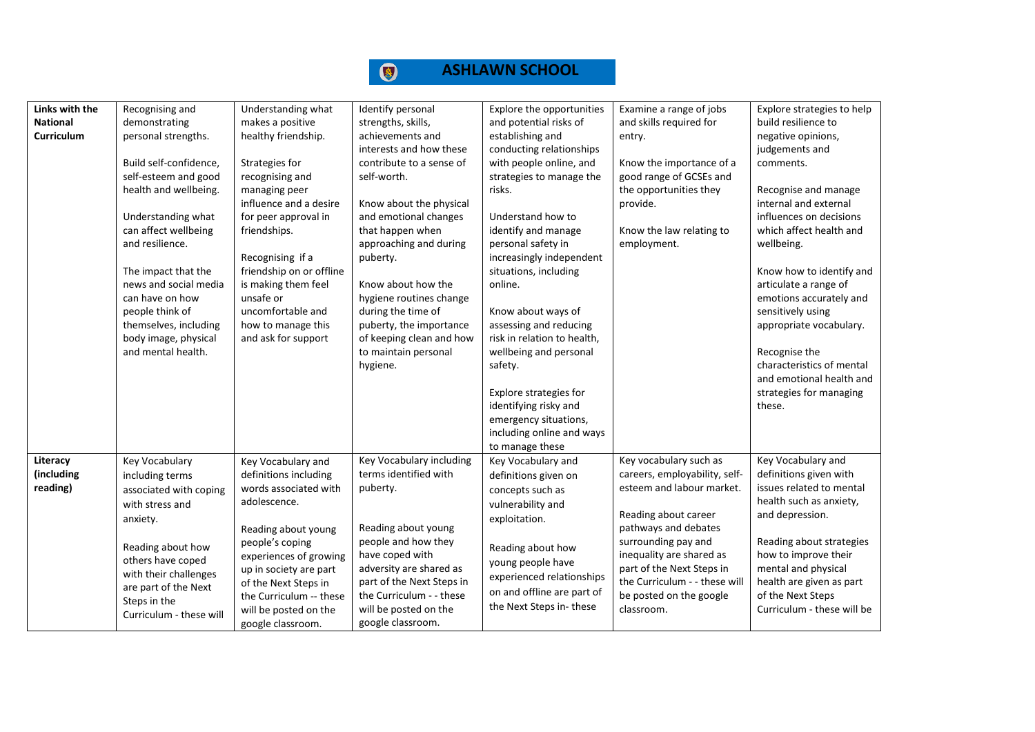# ASHLAWN SCHOOL

| **Links with the National Curriculum** | Recognising and demonstrating personal strengths.<br><br>Build self-confidence, self-esteem and good health and wellbeing.<br><br>Understanding what can affect wellbeing and resilience.<br><br>The impact that the news and social media can have on how people think of themselves, including body image, physical and mental health. | Understanding what makes a positive healthy friendship.<br><br>Strategies for recognising and managing peer influence and a desire for peer approval in friendships.<br><br>Recognising if a friendship on or offline is making them feel unsafe or uncomfortable and how to manage this and ask for support | Identify personal strengths, skills, achievements and interests and how these contribute to a sense of self-worth.<br><br>Know about the physical and emotional changes that happen when approaching and during puberty.<br><br>Know about how the hygiene routines change during the time of puberty, the importance of keeping clean and how to maintain personal hygiene. | Explore the opportunities and potential risks of establishing and conducting relationships with people online, and strategies to manage the risks.<br><br>Understand how to identify and manage personal safety in increasingly independent situations, including online.<br><br>Know about ways of assessing and reducing risk in relation to health, wellbeing and personal safety.<br><br>Explore strategies for identifying risky and emergency situations, including online and ways to manage these | Examine a range of jobs and skills required for entry.<br><br>Know the importance of a good range of GCSEs and the opportunities they provide.<br><br>Know the law relating to employment. | Explore strategies to help build resilience to negative opinions, judgements and comments.<br><br>Recognise and manage internal and external influences on decisions which affect health and wellbeing.<br><br>Know how to identify and articulate a range of emotions accurately and sensitively using appropriate vocabulary.<br><br>Recognise the characteristics of mental and emotional health and strategies for managing these. |
|---|---|---|---|---|---|---|
| **Literacy (including reading)** | Key Vocabulary including terms associated with coping with stress and anxiety.<br><br>Reading about how others have coped with their challenges are part of the Next Steps in the Curriculum - these will | Key Vocabulary and definitions including words associated with adolescence.<br><br>Reading about young people's coping experiences of growing up in society are part of the Next Steps in the Curriculum -- these will be posted on the google classroom. | Key Vocabulary including terms identified with puberty.<br><br>Reading about young people and how they have coped with adversity are shared as part of the Next Steps in the Curriculum - - these will be posted on the google classroom. | Key Vocabulary and definitions given on concepts such as vulnerability and exploitation.<br><br>Reading about how young people have experienced relationships on and offline are part of the Next Steps in- these | Key vocabulary such as careers, employability, self-esteem and labour market.<br><br>Reading about career pathways and debates surrounding pay and inequality are shared as part of the Next Steps in the Curriculum - - these will be posted on the google classroom. | Key Vocabulary and definitions given with issues related to mental health such as anxiety, and depression.<br><br>Reading about strategies how to improve their mental and physical health are given as part of the Next Steps Curriculum - these will be |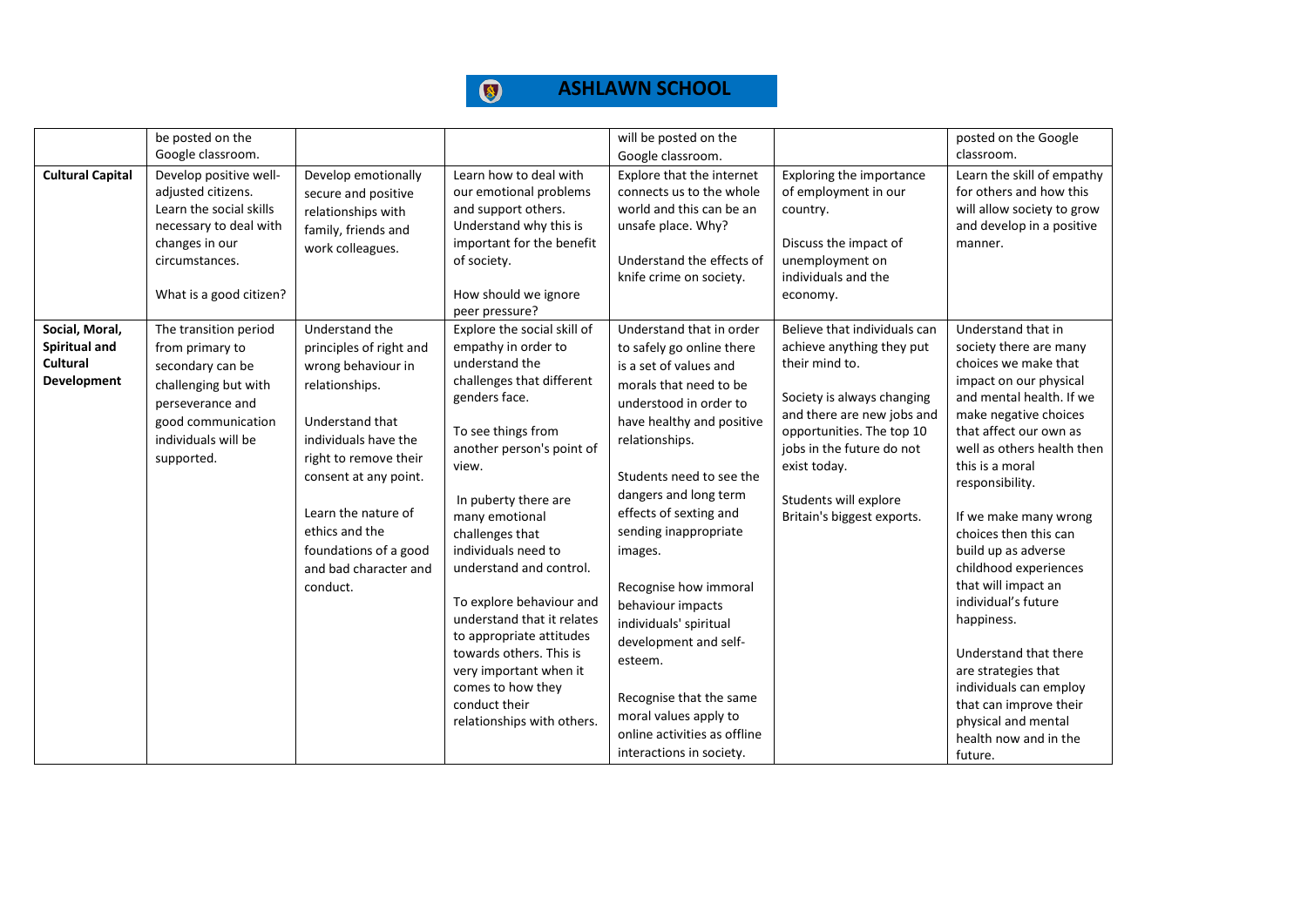| | | | | | | |
|---|---|---|---|---|---|---|
| | be posted on the Google classroom. | | | will be posted on the Google classroom. | | posted on the Google classroom. |
| **Cultural Capital** | Develop positive well-adjusted citizens. Learn the social skills necessary to deal with changes in our circumstances.<br><br>What is a good citizen? | Develop emotionally secure and positive relationships with family, friends and work colleagues. | Learn how to deal with our emotional problems and support others. Understand why this is important for the benefit of society.<br><br>How should we ignore peer pressure? | Explore that the internet connects us to the whole world and this can be an unsafe place. Why?<br><br>Understand the effects of knife crime on society. | Exploring the importance of employment in our country.<br><br>Discuss the impact of unemployment on individuals and the economy. | Learn the skill of empathy for others and how this will allow society to grow and develop in a positive manner. |
| **Social, Moral, Spiritual and Cultural Development** | The transition period from primary to secondary can be challenging but with perseverance and good communication individuals will be supported. | Understand the principles of right and wrong behaviour in relationships.<br><br>Understand that individuals have the right to remove their consent at any point.<br><br>Learn the nature of ethics and the foundations of a good and bad character and conduct. | Explore the social skill of empathy in order to understand the challenges that different genders face.<br><br>To see things from another person's point of view.<br><br>In puberty there are many emotional challenges that individuals need to understand and control.<br><br>To explore behaviour and understand that it relates to appropriate attitudes towards others. This is very important when it comes to how they conduct their relationships with others. | Understand that in order to safely go online there is a set of values and morals that need to be understood in order to have healthy and positive relationships.<br><br>Students need to see the dangers and long term effects of sexting and sending inappropriate images.<br><br>Recognise how immoral behaviour impacts individuals' spiritual development and self-esteem.<br><br>Recognise that the same moral values apply to online activities as offline interactions in society. | Believe that individuals can achieve anything they put their mind to.<br><br>Society is always changing and there are new jobs and opportunities. The top 10 jobs in the future do not exist today.<br><br>Students will explore Britain's biggest exports. | Understand that in society there are many choices we make that impact on our physical and mental health. If we make negative choices that affect our own as well as others health then this is a moral responsibility.<br><br>If we make many wrong choices then this can build up as adverse childhood experiences that will impact an individual's future happiness.<br><br>Understand that there are strategies that individuals can employ that can improve their physical and mental health now and in the future. |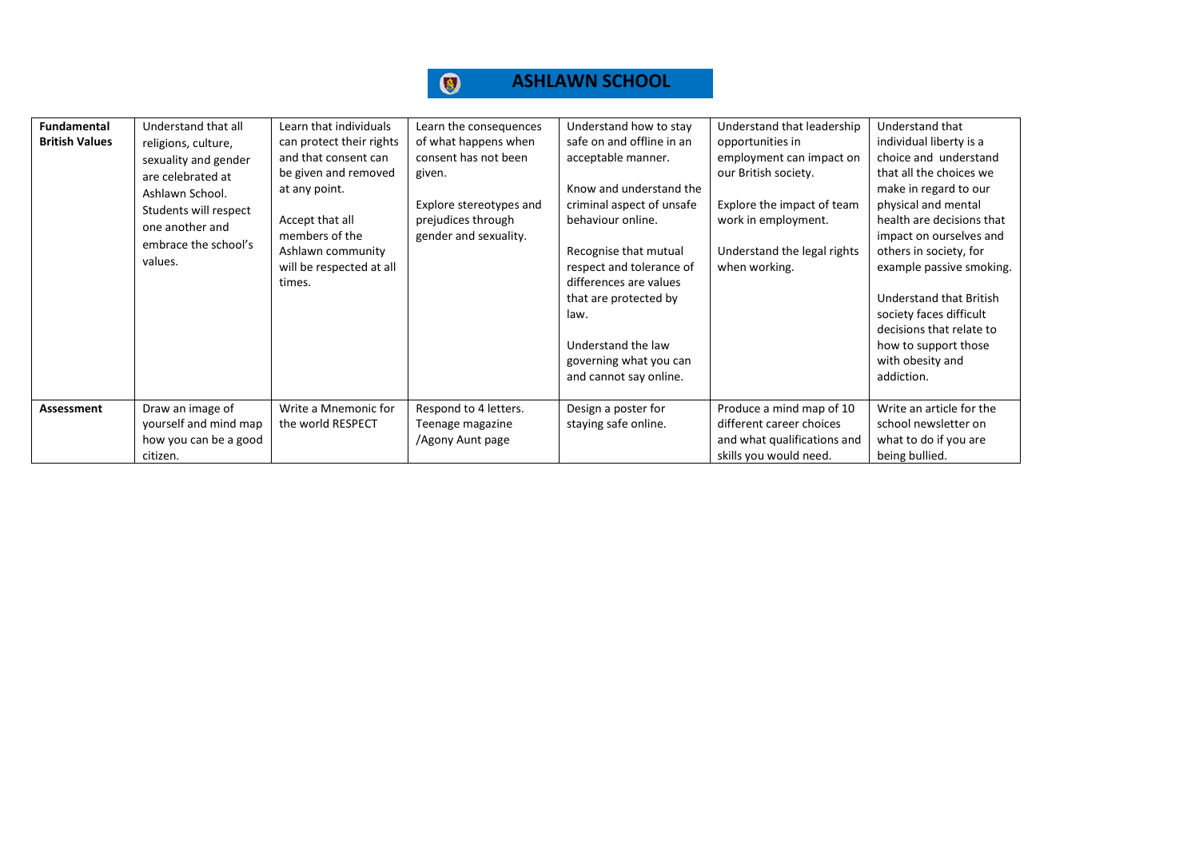# ASHLAWN SCHOOL

| **Fundamental British Values** | Understand that all religions, culture, sexuality and gender are celebrated at Ashlawn School. Students will respect one another and embrace the school's values. | Learn that individuals can protect their rights and that consent can be given and removed at any point.<br><br>Accept that all members of the Ashlawn community will be respected at all times. | Learn the consequences of what happens when consent has not been given.<br><br>Explore stereotypes and prejudices through gender and sexuality. | Understand how to stay safe on and offline in an acceptable manner.<br><br>Know and understand the criminal aspect of unsafe behaviour online.<br><br>Recognise that mutual respect and tolerance of differences are values that are protected by law.<br><br>Understand the law governing what you can and cannot say online. | Understand that leadership opportunities in employment can impact on our British society.<br><br>Explore the impact of team work in employment.<br><br>Understand the legal rights when working. | Understand that individual liberty is a choice and understand that all the choices we make in regard to our physical and mental health are decisions that impact on ourselves and others in society, for example passive smoking.<br><br>Understand that British society faces difficult decisions that relate to how to support those with obesity and addiction. |
|---|---|---|---|---|---|---|
| **Assessment** | Draw an image of yourself and mind map how you can be a good citizen. | Write a Mnemonic for the world RESPECT | Respond to 4 letters. Teenage magazine /Agony Aunt page | Design a poster for staying safe online. | Produce a mind map of 10 different career choices and what qualifications and skills you would need. | Write an article for the school newsletter on what to do if you are being bullied. |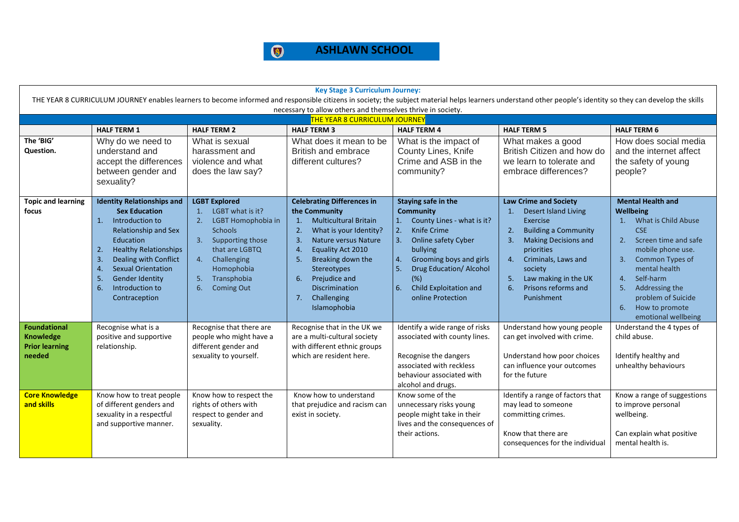# ASHLAWN SCHOOL

**Key Stage 3 Curriculum Journey:**

THE YEAR 8 CURRICULUM JOURNEY enables learners to become informed and responsible citizens in society; the subject material helps learners understand other people's identity so they can develop the skills necessary to allow others and themselves thrive in society.

**THE YEAR 8 CURRICULUM JOURNEY**

| | HALF TERM 1 | HALF TERM 2 | HALF TERM 3 | HALF TERM 4 | HALF TERM 5 | HALF TERM 6 |
|---|---|---|---|---|---|---|
| **The 'BIG' Question.** | Why do we need to understand and accept the differences between gender and sexuality? | What is sexual harassment and violence and what does the law say? | What does it mean to be British and embrace different cultures? | What is the impact of County Lines, Knife Crime and ASB in the community? | What makes a good British Citizen and how do we learn to tolerate and embrace differences? | How does social media and the internet affect the safety of young people? |
| **Topic and learning focus** | **Identity Relationships and Sex Education**<br>1. Introduction to Relationship and Sex Education<br>2. Healthy Relationships<br>3. Dealing with Conflict<br>4. Sexual Orientation<br>5. Gender Identity<br>6. Introduction to Contraception | **LGBT Explored**<br>1. LGBT what is it?<br>2. LGBT Homophobia in Schools<br>3. Supporting those that are LGBTQ<br>4. Challenging Homophobia<br>5. Transphobia<br>6. Coming Out | **Celebrating Differences in the Community**<br>1. Multicultural Britain<br>2. What is your Identity?<br>3. Nature versus Nature<br>4. Equality Act 2010<br>5. Breaking down the Stereotypes<br>6. Prejudice and Discrimination<br>7. Challenging Islamophobia | **Staying safe in the Community**<br>1. County Lines - what is it?<br>2. Knife Crime<br>3. Online safety Cyber bullying<br>4. Grooming boys and girls<br>5. Drug Education/ Alcohol (%)<br>6. Child Exploitation and online Protection | **Law Crime and Society**<br>1. Desert Island Living Exercise<br>2. Building a Community<br>3. Making Decisions and priorities<br>4. Criminals, Laws and society<br>5. Law making in the UK<br>6. Prisons reforms and Punishment | **Mental Health and Wellbeing**<br>1. What is Child Abuse CSE<br>2. Screen time and safe mobile phone use.<br>3. Common Types of mental health<br>4. Self-harm<br>5. Addressing the problem of Suicide<br>6. How to promote emotional wellbeing |
| **Foundational Knowledge Prior learning needed** | Recognise what is a positive and supportive relationship. | Recognise that there are people who might have a different gender and sexuality to yourself. | Recognise that in the UK we are a multi-cultural society with different ethnic groups which are resident here. | Identify a wide range of risks associated with county lines.<br><br>Recognise the dangers associated with reckless behaviour associated with alcohol and drugs. | Understand how young people can get involved with crime.<br><br>Understand how poor choices can influence your outcomes for the future | Understand the 4 types of child abuse.<br><br>Identify healthy and unhealthy behaviours |
| **Core Knowledge and skills** | Know how to treat people of different genders and sexuality in a respectful and supportive manner. | Know how to respect the rights of others with respect to gender and sexuality. | Know how to understand that prejudice and racism can exist in society. | Know some of the unnecessary risks young people might take in their lives and the consequences of their actions. | Identify a range of factors that may lead to someone committing crimes.<br><br>Know that there are consequences for the individual | Know a range of suggestions to improve personal wellbeing.<br><br>Can explain what positive mental health is. |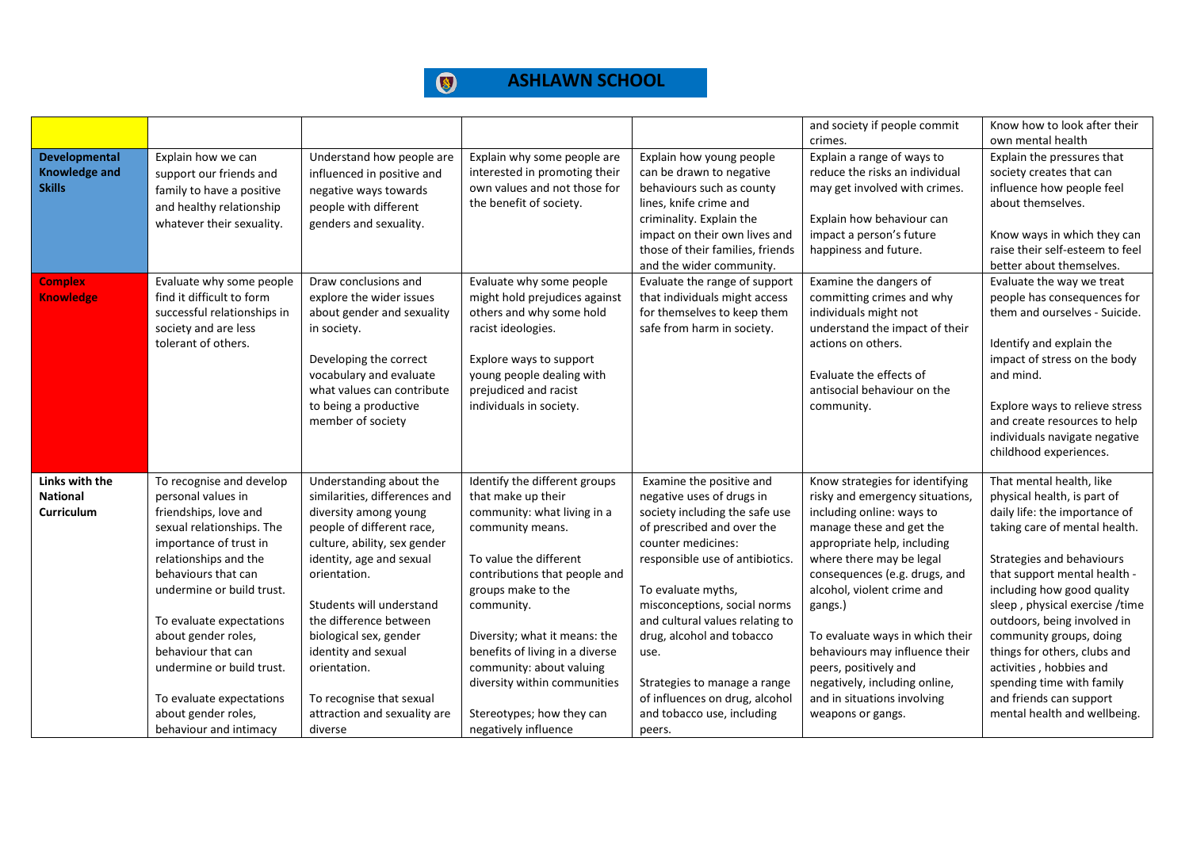# ASHLAWN SCHOOL

| | | | | | | |
|---|---|---|---|---|---|---|
| | | | | | and society if people commit crimes. | Know how to look after their own mental health |
| **Developmental Knowledge and Skills** | Explain how we can support our friends and family to have a positive and healthy relationship whatever their sexuality. | Understand how people are influenced in positive and negative ways towards people with different genders and sexuality. | Explain why some people are interested in promoting their own values and not those for the benefit of society. | Explain how young people can be drawn to negative behaviours such as county lines, knife crime and criminality. Explain the impact on their own lives and those of their families, friends and the wider community. | Explain a range of ways to reduce the risks an individual may get involved with crimes.<br><br>Explain how behaviour can impact a person's future happiness and future. | Explain the pressures that society creates that can influence how people feel about themselves.<br><br>Know ways in which they can raise their self-esteem to feel better about themselves. |
| **Complex Knowledge** | Evaluate why some people find it difficult to form successful relationships in society and are less tolerant of others. | Draw conclusions and explore the wider issues about gender and sexuality in society.<br><br>Developing the correct vocabulary and evaluate what values can contribute to being a productive member of society | Evaluate why some people might hold prejudices against others and why some hold racist ideologies.<br><br>Explore ways to support young people dealing with prejudiced and racist individuals in society. | Evaluate the range of support that individuals might access for themselves to keep them safe from harm in society. | Examine the dangers of committing crimes and why individuals might not understand the impact of their actions on others.<br><br>Evaluate the effects of antisocial behaviour on the community. | Evaluate the way we treat people has consequences for them and ourselves - Suicide.<br><br>Identify and explain the impact of stress on the body and mind.<br><br>Explore ways to relieve stress and create resources to help individuals navigate negative childhood experiences. |
| **Links with the National Curriculum** | To recognise and develop personal values in friendships, love and sexual relationships. The importance of trust in relationships and the behaviours that can undermine or build trust.<br><br>To evaluate expectations about gender roles, behaviour that can undermine or build trust.<br><br>To evaluate expectations about gender roles, behaviour and intimacy | Understanding about the similarities, differences and diversity among young people of different race, culture, ability, sex gender identity, age and sexual orientation.<br><br>Students will understand the difference between biological sex, gender identity and sexual orientation.<br><br>To recognise that sexual attraction and sexuality are diverse | Identify the different groups that make up their community: what living in a community means.<br><br>To value the different contributions that people and groups make to the community.<br><br>Diversity; what it means: the benefits of living in a diverse community: about valuing diversity within communities<br><br>Stereotypes; how they can negatively influence | Examine the positive and negative uses of drugs in society including the safe use of prescribed and over the counter medicines: responsible use of antibiotics.<br><br>To evaluate myths, misconceptions, social norms and cultural values relating to drug, alcohol and tobacco use.<br><br>Strategies to manage a range of influences on drug, alcohol and tobacco use, including peers. | Know strategies for identifying risky and emergency situations, including online: ways to manage these and get the appropriate help, including where there may be legal consequences (e.g. drugs, and alcohol, violent crime and gangs.)<br><br>To evaluate ways in which their behaviours may influence their peers, positively and negatively, including online, and in situations involving weapons or gangs. | That mental health, like physical health, is part of daily life: the importance of taking care of mental health.<br><br>Strategies and behaviours that support mental health - including how good quality sleep , physical exercise /time outdoors, being involved in community groups, doing things for others, clubs and activities , hobbies and spending time with family and friends can support mental health and wellbeing. |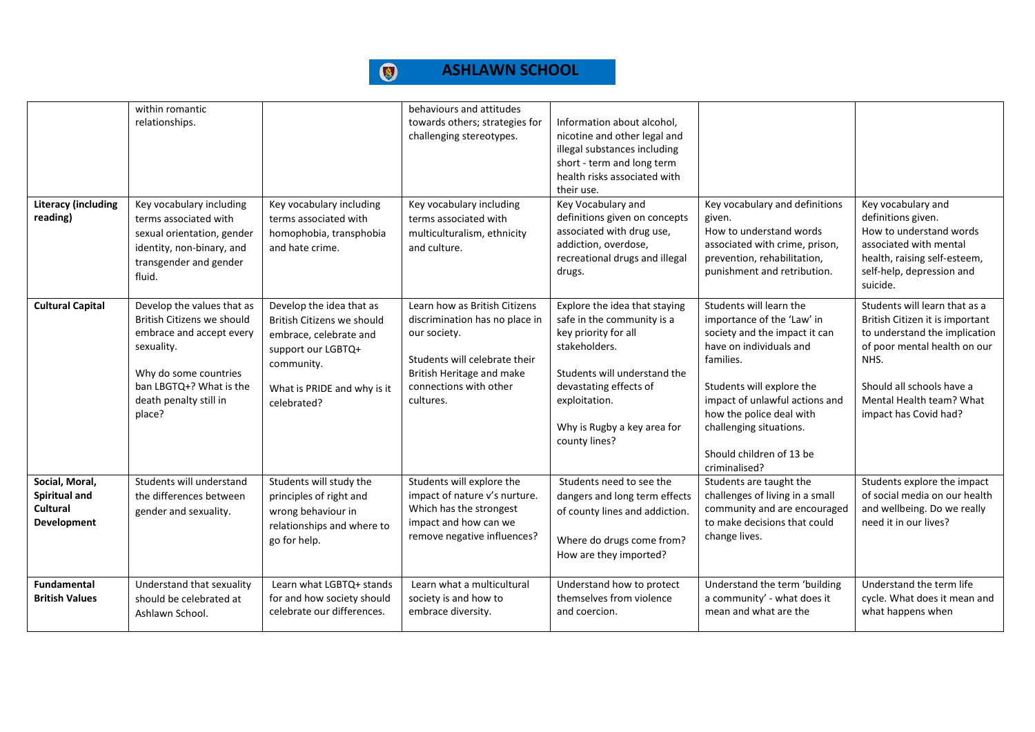| | | | | | | |
|---|---|---|---|---|---|---|
| | within romantic relationships. | | behaviours and attitudes towards others; strategies for challenging stereotypes. | Information about alcohol, nicotine and other legal and illegal substances including short - term and long term health risks associated with their use. | | |
| **Literacy (including reading)** | Key vocabulary including terms associated with sexual orientation, gender identity, non-binary, and transgender and gender fluid. | Key vocabulary including terms associated with homophobia, transphobia and hate crime. | Key vocabulary including terms associated with multiculturalism, ethnicity and culture. | Key Vocabulary and definitions given on concepts associated with drug use, addiction, overdose, recreational drugs and illegal drugs. | Key vocabulary and definitions given.<br>How to understand words associated with crime, prison, prevention, rehabilitation, punishment and retribution. | Key vocabulary and definitions given.<br>How to understand words associated with mental health, raising self-esteem, self-help, depression and suicide. |
| **Cultural Capital** | Develop the values that as British Citizens we should embrace and accept every sexuality.<br><br>Why do some countries ban LBGTQ+? What is the death penalty still in place? | Develop the idea that as British Citizens we should embrace, celebrate and support our LGBTQ+ community.<br><br>What is PRIDE and why is it celebrated? | Learn how as British Citizens discrimination has no place in our society.<br><br>Students will celebrate their British Heritage and make connections with other cultures. | Explore the idea that staying safe in the community is a key priority for all stakeholders.<br><br>Students will understand the devastating effects of exploitation.<br><br>Why is Rugby a key area for county lines? | Students will learn the importance of the 'Law' in society and the impact it can have on individuals and families.<br><br>Students will explore the impact of unlawful actions and how the police deal with challenging situations.<br><br>Should children of 13 be criminalised? | Students will learn that as a British Citizen it is important to understand the implication of poor mental health on our NHS.<br><br>Should all schools have a Mental Health team? What impact has Covid had? |
| **Social, Moral, Spiritual and Cultural Development** | Students will understand the differences between gender and sexuality. | Students will study the principles of right and wrong behaviour in relationships and where to go for help. | Students will explore the impact of nature v's nurture. Which has the strongest impact and how can we remove negative influences? | Students need to see the dangers and long term effects of county lines and addiction.<br><br>Where do drugs come from? How are they imported? | Students are taught the challenges of living in a small community and are encouraged to make decisions that could change lives. | Students explore the impact of social media on our health and wellbeing. Do we really need it in our lives? |
| **Fundamental British Values** | Understand that sexuality should be celebrated at Ashlawn School. | Learn what LGBTQ+ stands for and how society should celebrate our differences. | Learn what a multicultural society is and how to embrace diversity. | Understand how to protect themselves from violence and coercion. | Understand the term 'building a community' - what does it mean and what are the | Understand the term life cycle. What does it mean and what happens when |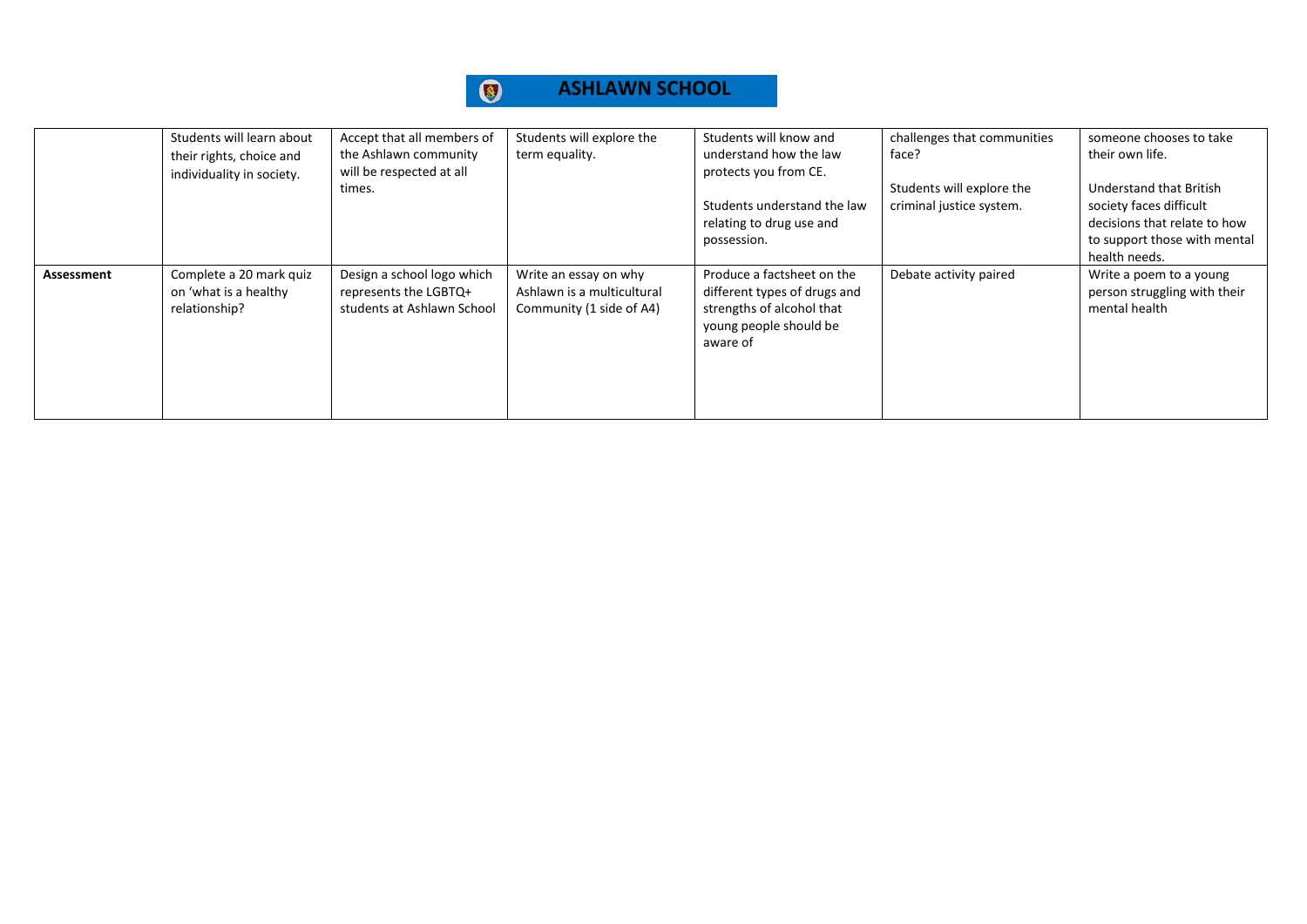# ASHLAWN SCHOOL

| | | | | | | |
|---|---|---|---|---|---|---|
| | Students will learn about their rights, choice and individuality in society. | Accept that all members of the Ashlawn community will be respected at all times. | Students will explore the term equality. | Students will know and understand how the law protects you from CE.<br><br>Students understand the law relating to drug use and possession. | challenges that communities face?<br><br>Students will explore the criminal justice system. | someone chooses to take their own life.<br><br>Understand that British society faces difficult decisions that relate to how to support those with mental health needs. |
| **Assessment** | Complete a 20 mark quiz on 'what is a healthy relationship? | Design a school logo which represents the LGBTQ+ students at Ashlawn School | Write an essay on why Ashlawn is a multicultural Community (1 side of A4) | Produce a factsheet on the different types of drugs and strengths of alcohol that young people should be aware of | Debate activity paired | Write a poem to a young person struggling with their mental health |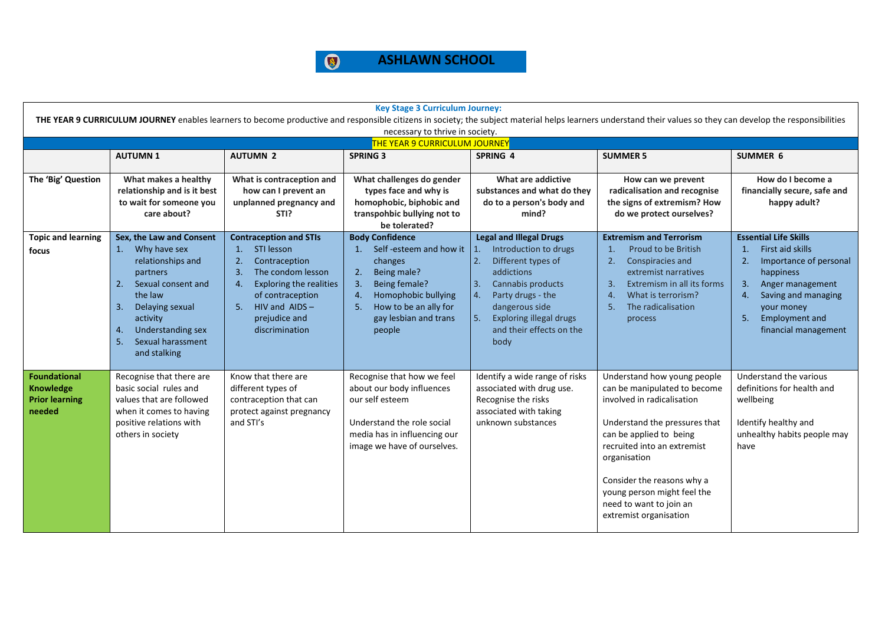# ASHLAWN SCHOOL

**Key Stage 3 Curriculum Journey:**

**THE YEAR 9 CURRICULUM JOURNEY** enables learners to become productive and responsible citizens in society; the subject material helps learners understand their values so they can develop the responsibilities necessary to thrive in society.

## THE YEAR 9 CURRICULUM JOURNEY

| | AUTUMN 1 | AUTUMN 2 | SPRING 3 | SPRING 4 | SUMMER 5 | SUMMER 6 |
|---|---|---|---|---|---|---|
| **The 'Big' Question** | **What makes a healthy relationship and is it best to wait for someone you care about?** | **What is contraception and how can I prevent an unplanned pregnancy and STI?** | **What challenges do gender types face and why is homophobic, biphobic and transpohbic bullying not to be tolerated?** | **What are addictive substances and what do they do to a person's body and mind?** | **How can we prevent radicalisation and recognise the signs of extremism? How do we protect ourselves?** | **How do I become a financially secure, safe and happy adult?** |
| **Topic and learning focus** | **Sex, the Law and Consent**<br>1. Why have sex relationships and partners<br>2. Sexual consent and the law<br>3. Delaying sexual activity<br>4. Understanding sex<br>5. Sexual harassment and stalking | **Contraception and STIs**<br>1. STI lesson<br>2. Contraception<br>3. The condom lesson<br>4. Exploring the realities of contraception<br>5. HIV and AIDS – prejudice and discrimination | **Body Confidence**<br>1. Self -esteem and how it changes<br>2. Being male?<br>3. Being female?<br>4. Homophobic bullying<br>5. How to be an ally for gay lesbian and trans people | **Legal and Illegal Drugs**<br>1. Introduction to drugs<br>2. Different types of addictions<br>3. Cannabis products<br>4. Party drugs - the dangerous side<br>5. Exploring illegal drugs and their effects on the body | **Extremism and Terrorism**<br>1. Proud to be British<br>2. Conspiracies and extremist narratives<br>3. Extremism in all its forms<br>4. What is terrorism?<br>5. The radicalisation process | **Essential Life Skills**<br>1. First aid skills<br>2. Importance of personal happiness<br>3. Anger management<br>4. Saving and managing your money<br>5. Employment and financial management |
| **Foundational Knowledge Prior learning needed** | Recognise that there are basic social rules and values that are followed when it comes to having positive relations with others in society | Know that there are different types of contraception that can protect against pregnancy and STI's | Recognise that how we feel about our body influences our self esteem<br><br>Understand the role social media has in influencing our image we have of ourselves. | Identify a wide range of risks associated with drug use. Recognise the risks associated with taking unknown substances | Understand how young people can be manipulated to become involved in radicalisation<br><br>Understand the pressures that can be applied to being recruited into an extremist organisation<br><br>Consider the reasons why a young person might feel the need to want to join an extremist organisation | Understand the various definitions for health and wellbeing<br><br>Identify healthy and unhealthy habits people may have |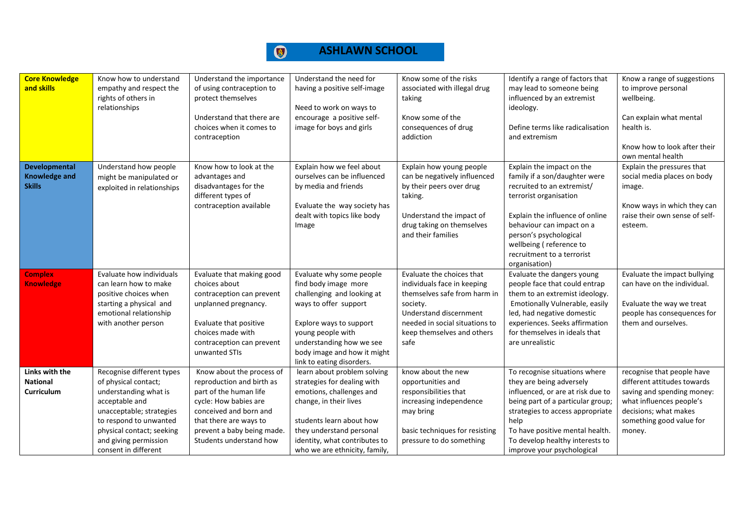# ASHLAWN SCHOOL

| | | | | | | |
|---|---|---|---|---|---|---|
| **Core Knowledge and skills** | Know how to understand empathy and respect the rights of others in relationships | Understand the importance of using contraception to protect themselves<br><br>Understand that there are choices when it comes to contraception | Understand the need for having a positive self-image<br><br>Need to work on ways to encourage a positive self-image for boys and girls | Know some of the risks associated with illegal drug taking<br><br>Know some of the consequences of drug addiction | Identify a range of factors that may lead to someone being influenced by an extremist ideology.<br><br>Define terms like radicalisation and extremism | Know a range of suggestions to improve personal wellbeing.<br><br>Can explain what mental health is.<br><br>Know how to look after their own mental health |
| **Developmental Knowledge and Skills** | Understand how people might be manipulated or exploited in relationships | Know how to look at the advantages and disadvantages for the different types of contraception available | Explain how we feel about ourselves can be influenced by media and friends<br><br>Evaluate the way society has dealt with topics like body Image | Explain how young people can be negatively influenced by their peers over drug taking.<br><br>Understand the impact of drug taking on themselves and their families | Explain the impact on the family if a son/daughter were recruited to an extremist/ terrorist organisation<br><br>Explain the influence of online behaviour can impact on a person's psychological wellbeing ( reference to recruitment to a terrorist organisation) | Explain the pressures that social media places on body image.<br><br>Know ways in which they can raise their own sense of self-esteem. |
| **Complex Knowledge** | Evaluate how individuals can learn how to make positive choices when starting a physical and emotional relationship with another person | Evaluate that making good choices about contraception can prevent unplanned pregnancy.<br><br>Evaluate that positive choices made with contraception can prevent unwanted STIs | Evaluate why some people find body image more challenging and looking at ways to offer support<br><br>Explore ways to support young people with understanding how we see body image and how it might link to eating disorders. | Evaluate the choices that individuals face in keeping themselves safe from harm in society.<br>Understand discernment needed in social situations to keep themselves and others safe | Evaluate the dangers young people face that could entrap them to an extremist ideology.<br>Emotionally Vulnerable, easily led, had negative domestic experiences. Seeks affirmation for themselves in ideals that are unrealistic | Evaluate the impact bullying can have on the individual.<br><br>Evaluate the way we treat people has consequences for them and ourselves. |
| **Links with the National Curriculum** | Recognise different types of physical contact; understanding what is acceptable and unacceptable; strategies to respond to unwanted physical contact; seeking and giving permission consent in different | Know about the process of reproduction and birth as part of the human life cycle: How babies are conceived and born and that there are ways to prevent a baby being made. Students understand how | learn about problem solving strategies for dealing with emotions, challenges and change, in their lives<br><br>students learn about how they understand personal identity, what contributes to who we are ethnicity, family, | know about the new opportunities and responsibilities that increasing independence may bring<br><br>basic techniques for resisting pressure to do something | To recognise situations where they are being adversely influenced, or are at risk due to being part of a particular group; strategies to access appropriate help<br>To have positive mental health.<br>To develop healthy interests to improve your psychological | recognise that people have different attitudes towards saving and spending money: what influences people's decisions; what makes something good value for money. |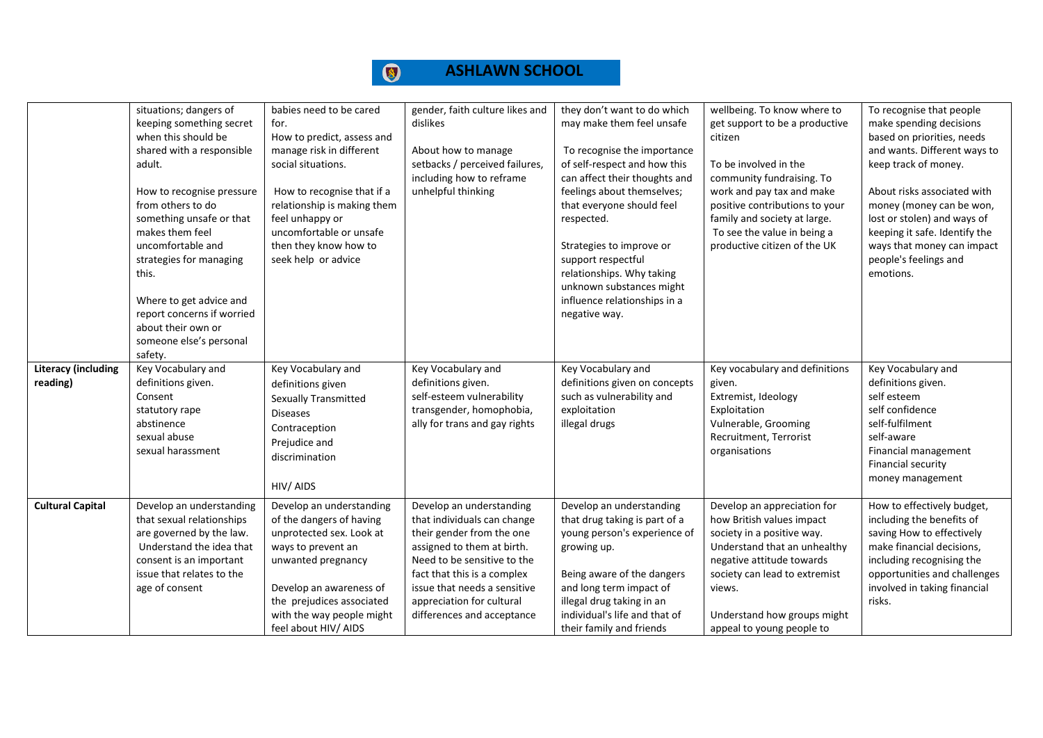| | | | | | | |
|---|---|---|---|---|---|---|
| | situations; dangers of keeping something secret when this should be shared with a responsible adult.<br><br>How to recognise pressure from others to do something unsafe or that makes them feel uncomfortable and strategies for managing this.<br><br>Where to get advice and report concerns if worried about their own or someone else's personal safety. | babies need to be cared for.<br>How to predict, assess and manage risk in different social situations.<br><br>How to recognise that if a relationship is making them feel unhappy or uncomfortable or unsafe then they know how to seek help or advice | gender, faith culture likes and dislikes<br><br>About how to manage setbacks / perceived failures, including how to reframe unhelpful thinking | they don't want to do which may make them feel unsafe<br><br>To recognise the importance of self-respect and how this can affect their thoughts and feelings about themselves; that everyone should feel respected.<br><br>Strategies to improve or support respectful relationships. Why taking unknown substances might influence relationships in a negative way. | wellbeing. To know where to get support to be a productive citizen<br><br>To be involved in the community fundraising. To work and pay tax and make positive contributions to your family and society at large. To see the value in being a productive citizen of the UK | To recognise that people make spending decisions based on priorities, needs and wants. Different ways to keep track of money.<br><br>About risks associated with money (money can be won, lost or stolen) and ways of keeping it safe. Identify the ways that money can impact people's feelings and emotions. |
| **Literacy (including reading)** | Key Vocabulary and definitions given.<br>Consent<br>statutory rape<br>abstinence<br>sexual abuse<br>sexual harassment | Key Vocabulary and definitions given<br>Sexually Transmitted Diseases<br>Contraception<br>Prejudice and discrimination<br><br>HIV/ AIDS | Key Vocabulary and definitions given.<br>self-esteem vulnerability<br>transgender, homophobia, ally for trans and gay rights | Key Vocabulary and definitions given on concepts such as vulnerability and exploitation<br>illegal drugs | Key vocabulary and definitions given.<br>Extremist, Ideology<br>Exploitation<br>Vulnerable, Grooming<br>Recruitment, Terrorist organisations | Key Vocabulary and definitions given.<br>self esteem<br>self confidence<br>self-fulfilment<br>self-aware<br>Financial management<br>Financial security<br>money management |
| **Cultural Capital** | Develop an understanding that sexual relationships are governed by the law. Understand the idea that consent is an important issue that relates to the age of consent | Develop an understanding of the dangers of having unprotected sex. Look at ways to prevent an unwanted pregnancy<br><br>Develop an awareness of the prejudices associated with the way people might feel about HIV/ AIDS | Develop an understanding that individuals can change their gender from the one assigned to them at birth. Need to be sensitive to the fact that this is a complex issue that needs a sensitive appreciation for cultural differences and acceptance | Develop an understanding that drug taking is part of a young person's experience of growing up.<br><br>Being aware of the dangers and long term impact of illegal drug taking in an individual's life and that of their family and friends | Develop an appreciation for how British values impact society in a positive way. Understand that an unhealthy negative attitude towards society can lead to extremist views.<br><br>Understand how groups might appeal to young people to | How to effectively budget, including the benefits of saving How to effectively make financial decisions, including recognising the opportunities and challenges involved in taking financial risks. |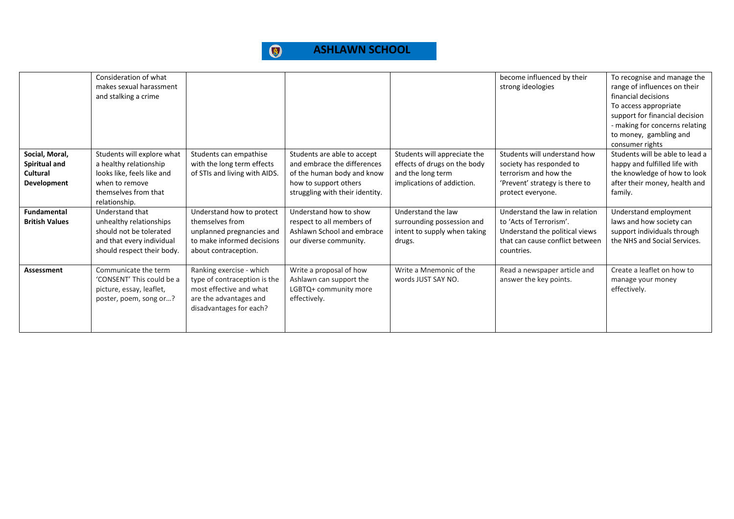# ASHLAWN SCHOOL

| | | | | | | |
|---|---|---|---|---|---|---|
| | Consideration of what makes sexual harassment and stalking a crime | | | | become influenced by their strong ideologies | To recognise and manage the range of influences on their financial decisions<br>To access appropriate support for financial decision - making for concerns relating to money, gambling and consumer rights |
| **Social, Moral, Spiritual and Cultural Development** | Students will explore what a healthy relationship looks like, feels like and when to remove themselves from that relationship. | Students can empathise with the long term effects of STIs and living with AIDS. | Students are able to accept and embrace the differences of the human body and know how to support others struggling with their identity. | Students will appreciate the effects of drugs on the body and the long term implications of addiction. | Students will understand how society has responded to terrorism and how the 'Prevent' strategy is there to protect everyone. | Students will be able to lead a happy and fulfilled life with the knowledge of how to look after their money, health and family. |
| **Fundamental British Values** | Understand that unhealthy relationships should not be tolerated and that every individual should respect their body. | Understand how to protect themselves from unplanned pregnancies and to make informed decisions about contraception. | Understand how to show respect to all members of Ashlawn School and embrace our diverse community. | Understand the law surrounding possession and intent to supply when taking drugs. | Understand the law in relation to 'Acts of Terrorism'.<br>Understand the political views that can cause conflict between countries. | Understand employment laws and how society can support individuals through the NHS and Social Services. |
| **Assessment** | Communicate the term 'CONSENT' This could be a picture, essay, leaflet, poster, poem, song or…? | Ranking exercise - which type of contraception is the most effective and what are the advantages and disadvantages for each? | Write a proposal of how Ashlawn can support the LGBTQ+ community more effectively. | Write a Mnemonic of the words JUST SAY NO. | Read a newspaper article and answer the key points. | Create a leaflet on how to manage your money effectively. |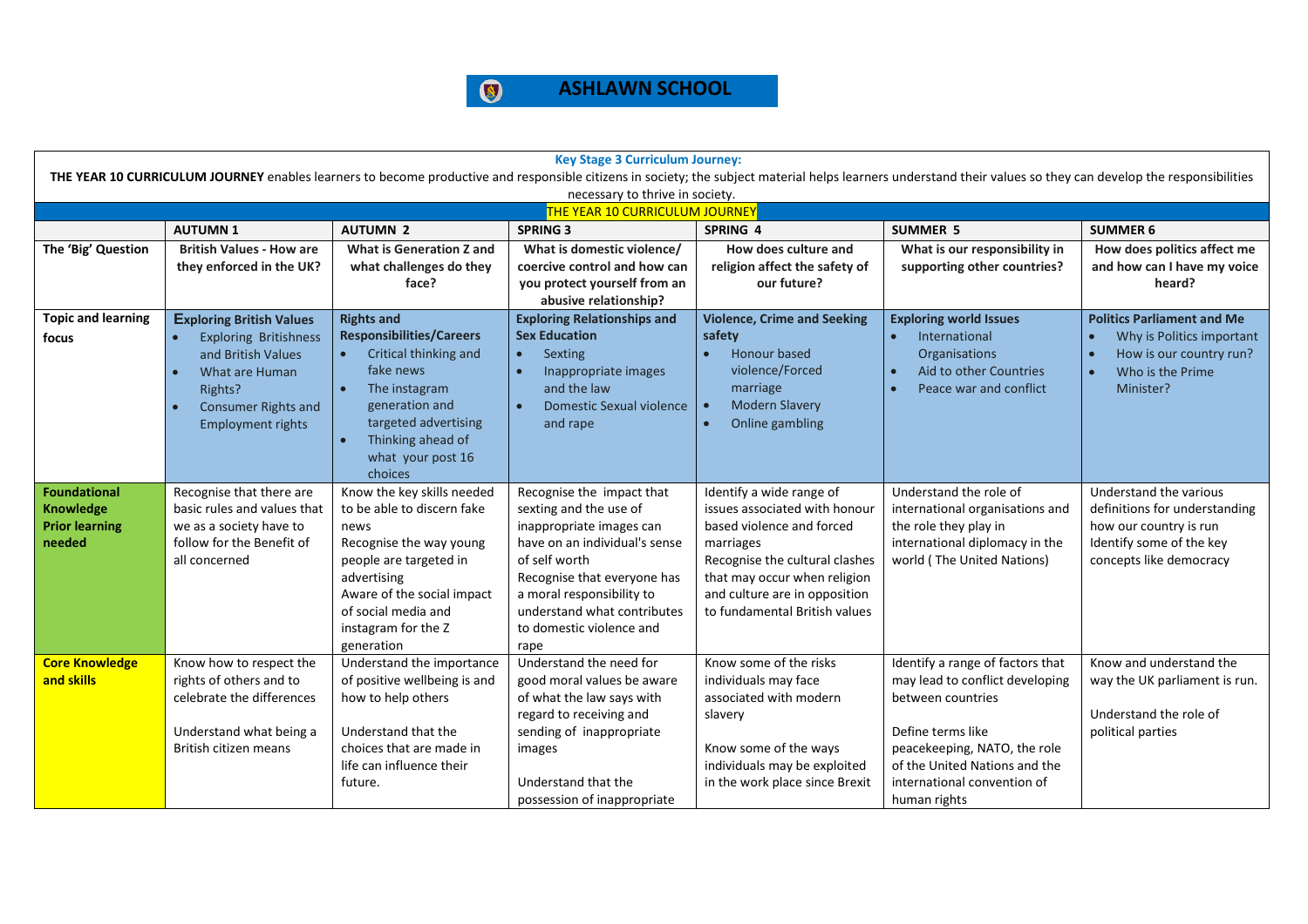# ASHLAWN SCHOOL

**Key Stage 3 Curriculum Journey:**

**THE YEAR 10 CURRICULUM JOURNEY** enables learners to become productive and responsible citizens in society; the subject material helps learners understand their values so they can develop the responsibilities necessary to thrive in society.

**THE YEAR 10 CURRICULUM JOURNEY**

| | AUTUMN 1 | AUTUMN 2 | SPRING 3 | SPRING 4 | SUMMER 5 | SUMMER 6 |
|---|---|---|---|---|---|---|
| **The 'Big' Question** | **British Values - How are they enforced in the UK?** | **What is Generation Z and what challenges do they face?** | **What is domestic violence/ coercive control and how can you protect yourself from an abusive relationship?** | **How does culture and religion affect the safety of our future?** | **What is our responsibility in supporting other countries?** | **How does politics affect me and how can I have my voice heard?** |
| **Topic and learning focus** | **Exploring British Values**<br>• Exploring Britishness and British Values<br>• What are Human Rights?<br>• Consumer Rights and Employment rights | **Rights and Responsibilities/Careers**<br>• Critical thinking and fake news<br>• The instagram generation and targeted advertising<br>• Thinking ahead of what your post 16 choices | **Exploring Relationships and Sex Education**<br>• Sexting<br>• Inappropriate images and the law<br>• Domestic Sexual violence and rape | **Violence, Crime and Seeking safety**<br>• Honour based violence/Forced marriage<br>• Modern Slavery<br>• Online gambling | **Exploring world Issues**<br>• International Organisations<br>• Aid to other Countries<br>• Peace war and conflict | **Politics Parliament and Me**<br>• Why is Politics important<br>• How is our country run?<br>• Who is the Prime Minister? |
| **Foundational Knowledge Prior learning needed** | Recognise that there are basic rules and values that we as a society have to follow for the Benefit of all concerned | Know the key skills needed to be able to discern fake news<br>Recognise the way young people are targeted in advertising<br>Aware of the social impact of social media and instagram for the Z generation | Recognise the impact that sexting and the use of inappropriate images can have on an individual's sense of self worth<br>Recognise that everyone has a moral responsibility to understand what contributes to domestic violence and rape | Identify a wide range of issues associated with honour based violence and forced marriages<br>Recognise the cultural clashes that may occur when religion and culture are in opposition to fundamental British values | Understand the role of international organisations and the role they play in international diplomacy in the world ( The United Nations) | Understand the various definitions for understanding how our country is run<br>Identify some of the key concepts like democracy |
| **Core Knowledge and skills** | Know how to respect the rights of others and to celebrate the differences<br><br>Understand what being a British citizen means | Understand the importance of positive wellbeing is and how to help others<br><br>Understand that the choices that are made in life can influence their future. | Understand the need for good moral values be aware of what the law says with regard to receiving and sending of inappropriate images<br><br>Understand that the possession of inappropriate | Know some of the risks individuals may face associated with modern slavery<br><br>Know some of the ways individuals may be exploited in the work place since Brexit | Identify a range of factors that may lead to conflict developing between countries<br><br>Define terms like peacekeeping, NATO, the role of the United Nations and the international convention of human rights | Know and understand the way the UK parliament is run.<br><br>Understand the role of political parties |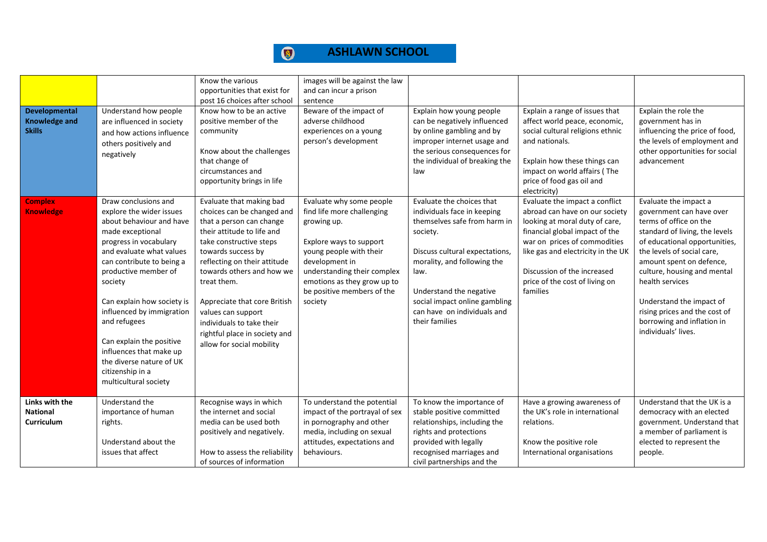# ASHLAWN SCHOOL

| | | | | | | |
|---|---|---|---|---|---|---|
| | | Know the various opportunities that exist for post 16 choices after school | images will be against the law and can incur a prison sentence | | | |
| **Developmental Knowledge and Skills** | Understand how people are influenced in society and how actions influence others positively and negatively | Know how to be an active positive member of the community<br><br>Know about the challenges that change of circumstances and opportunity brings in life | Beware of the impact of adverse childhood experiences on a young person's development | Explain how young people can be negatively influenced by online gambling and by improper internet usage and the serious consequences for the individual of breaking the law | Explain a range of issues that affect world peace, economic, social cultural religions ethnic and nationals.<br><br>Explain how these things can impact on world affairs ( The price of food gas oil and electricity) | Explain the role the government has in influencing the price of food, the levels of employment and other opportunities for social advancement |
| **Complex Knowledge** | Draw conclusions and explore the wider issues about behaviour and have made exceptional progress in vocabulary and evaluate what values can contribute to being a productive member of society<br><br>Can explain how society is influenced by immigration and refugees<br><br>Can explain the positive influences that make up the diverse nature of UK citizenship in a multicultural society | Evaluate that making bad choices can be changed and that a person can change their attitude to life and take constructive steps towards success by reflecting on their attitude towards others and how we treat them.<br><br>Appreciate that core British values can support individuals to take their rightful place in society and allow for social mobility | Evaluate why some people find life more challenging growing up.<br><br>Explore ways to support young people with their development in understanding their complex emotions as they grow up to be positive members of the society | Evaluate the choices that individuals face in keeping themselves safe from harm in society.<br><br>Discuss cultural expectations, morality, and following the law.<br><br>Understand the negative social impact online gambling can have on individuals and their families | Evaluate the impact a conflict abroad can have on our society looking at moral duty of care, financial global impact of the war on prices of commodities like gas and electricity in the UK<br><br>Discussion of the increased price of the cost of living on families | Evaluate the impact a government can have over terms of office on the standard of living, the levels of educational opportunities, the levels of social care, amount spent on defence, culture, housing and mental health services<br><br>Understand the impact of rising prices and the cost of borrowing and inflation in individuals' lives. |
| **Links with the National Curriculum** | Understand the importance of human rights.<br><br>Understand about the issues that affect | Recognise ways in which the internet and social media can be used both positively and negatively.<br><br>How to assess the reliability of sources of information | To understand the potential impact of the portrayal of sex in pornography and other media, including on sexual attitudes, expectations and behaviours. | To know the importance of stable positive committed relationships, including the rights and protections provided with legally recognised marriages and civil partnerships and the | Have a growing awareness of the UK's role in international relations.<br><br>Know the positive role International organisations | Understand that the UK is a democracy with an elected government. Understand that a member of parliament is elected to represent the people. |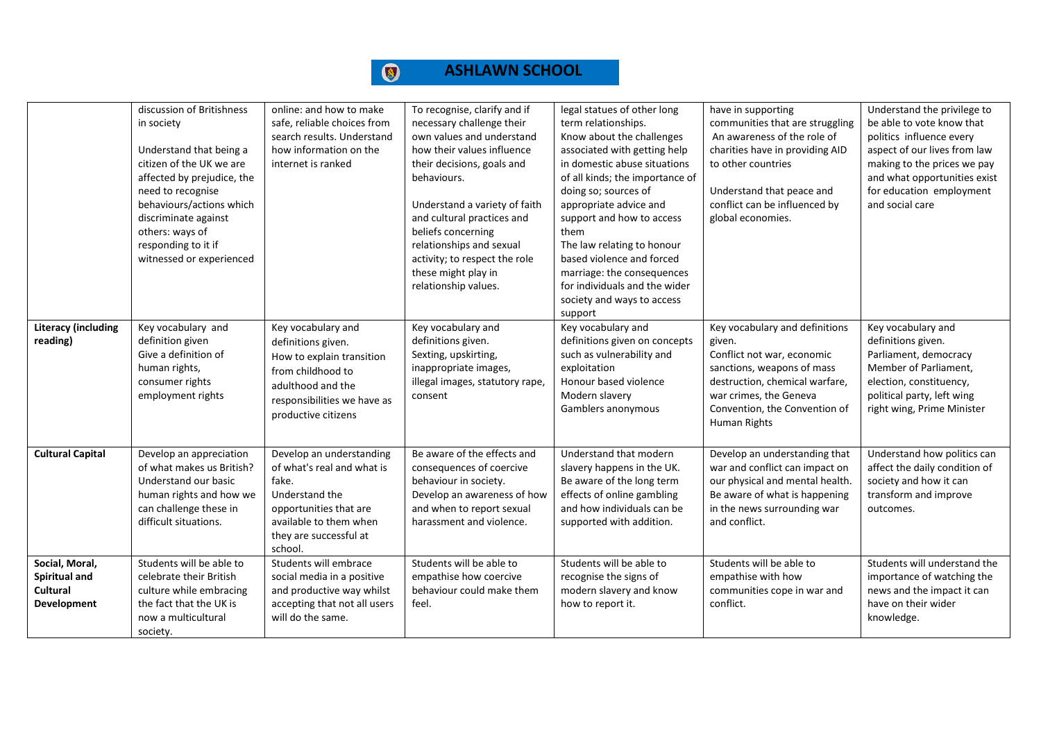| | | | | | | |
|---|---|---|---|---|---|---|
| | discussion of Britishness in society<br><br>Understand that being a citizen of the UK we are affected by prejudice, the need to recognise behaviours/actions which discriminate against others: ways of responding to it if witnessed or experienced | online: and how to make safe, reliable choices from search results. Understand how information on the internet is ranked | To recognise, clarify and if necessary challenge their own values and understand how their values influence their decisions, goals and behaviours.<br><br>Understand a variety of faith and cultural practices and beliefs concerning relationships and sexual activity; to respect the role these might play in relationship values. | legal statues of other long term relationships.<br>Know about the challenges associated with getting help in domestic abuse situations of all kinds; the importance of doing so; sources of appropriate advice and support and how to access them<br>The law relating to honour based violence and forced marriage: the consequences for individuals and the wider society and ways to access support | have in supporting communities that are struggling<br>An awareness of the role of charities have in providing AID to other countries<br><br>Understand that peace and conflict can be influenced by global economies. | Understand the privilege to be able to vote know that politics influence every aspect of our lives from law making to the prices we pay and what opportunities exist for education employment and social care |
| **Literacy (including reading)** | Key vocabulary and definition given<br>Give a definition of human rights, consumer rights employment rights | Key vocabulary and definitions given.<br>How to explain transition from childhood to adulthood and the responsibilities we have as productive citizens | Key vocabulary and definitions given.<br>Sexting, upskirting, inappropriate images, illegal images, statutory rape, consent | Key vocabulary and definitions given on concepts such as vulnerability and exploitation<br>Honour based violence<br>Modern slavery<br>Gamblers anonymous | Key vocabulary and definitions given.<br>Conflict not war, economic sanctions, weapons of mass destruction, chemical warfare, war crimes, the Geneva Convention, the Convention of Human Rights | Key vocabulary and definitions given.<br>Parliament, democracy<br>Member of Parliament, election, constituency, political party, left wing right wing, Prime Minister |
| **Cultural Capital** | Develop an appreciation of what makes us British? Understand our basic human rights and how we can challenge these in difficult situations. | Develop an understanding of what's real and what is fake.<br>Understand the opportunities that are available to them when they are successful at school. | Be aware of the effects and consequences of coercive behaviour in society.<br>Develop an awareness of how and when to report sexual harassment and violence. | Understand that modern slavery happens in the UK.<br>Be aware of the long term effects of online gambling and how individuals can be supported with addition. | Develop an understanding that war and conflict can impact on our physical and mental health.<br>Be aware of what is happening in the news surrounding war and conflict. | Understand how politics can affect the daily condition of society and how it can transform and improve outcomes. |
| **Social, Moral, Spiritual and Cultural Development** | Students will be able to celebrate their British culture while embracing the fact that the UK is now a multicultural society. | Students will embrace social media in a positive and productive way whilst accepting that not all users will do the same. | Students will be able to empathise how coercive behaviour could make them feel. | Students will be able to recognise the signs of modern slavery and know how to report it. | Students will be able to empathise with how communities cope in war and conflict. | Students will understand the importance of watching the news and the impact it can have on their wider knowledge. |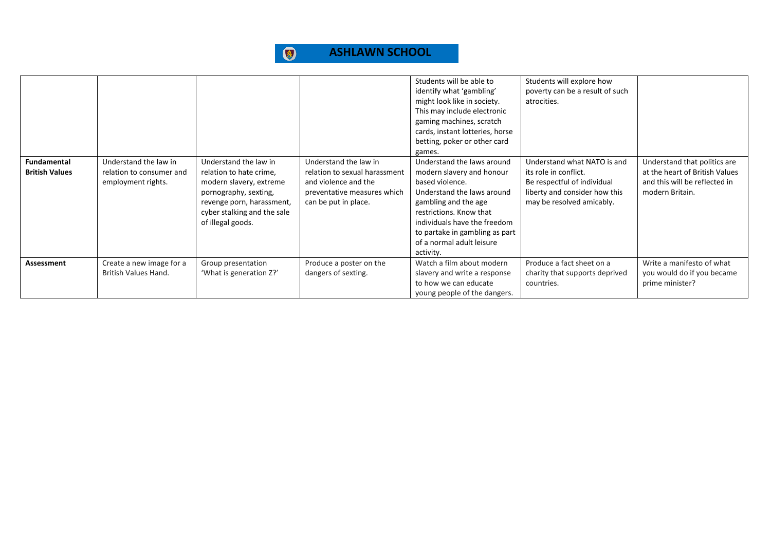# ASHLAWN SCHOOL

| | | | | | | |
|---|---|---|---|---|---|---|
| | | | | Students will be able to identify what 'gambling' might look like in society. This may include electronic gaming machines, scratch cards, instant lotteries, horse betting, poker or other card games. | Students will explore how poverty can be a result of such atrocities. | |
| **Fundamental British Values** | Understand the law in relation to consumer and employment rights. | Understand the law in relation to hate crime, modern slavery, extreme pornography, sexting, revenge porn, harassment, cyber stalking and the sale of illegal goods. | Understand the law in relation to sexual harassment and violence and the preventative measures which can be put in place. | Understand the laws around modern slavery and honour based violence. Understand the laws around gambling and the age restrictions. Know that individuals have the freedom to partake in gambling as part of a normal adult leisure activity. | Understand what NATO is and its role in conflict. Be respectful of individual liberty and consider how this may be resolved amicably. | Understand that politics are at the heart of British Values and this will be reflected in modern Britain. |
| **Assessment** | Create a new image for a British Values Hand. | Group presentation 'What is generation Z?' | Produce a poster on the dangers of sexting. | Watch a film about modern slavery and write a response to how we can educate young people of the dangers. | Produce a fact sheet on a charity that supports deprived countries. | Write a manifesto of what you would do if you became prime minister? |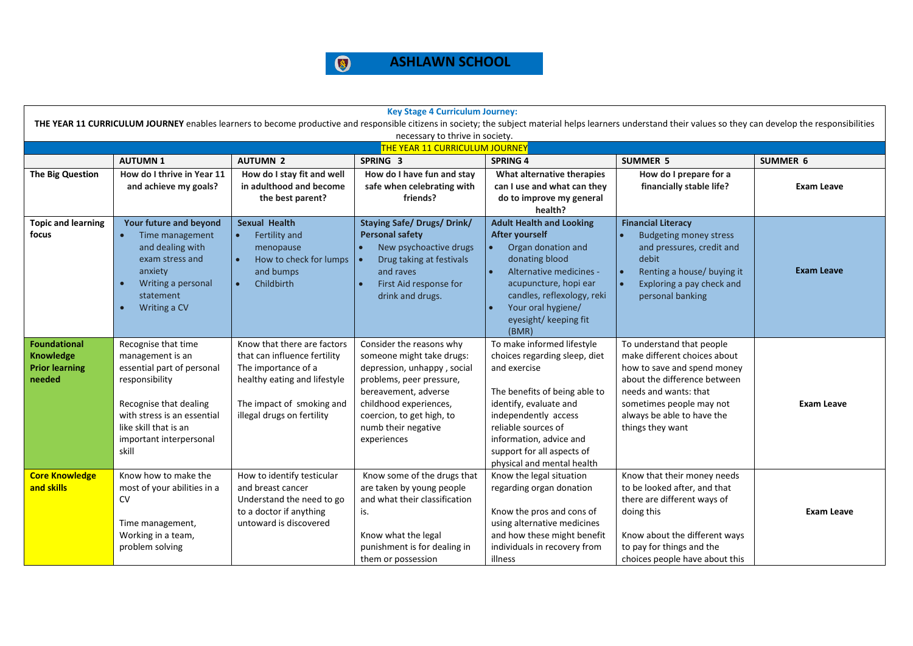# ASHLAWN SCHOOL

**Key Stage 4 Curriculum Journey:**

**THE YEAR 11 CURRICULUM JOURNEY** enables learners to become productive and responsible citizens in society; the subject material helps learners understand their values so they can develop the responsibilities necessary to thrive in society.

| THE YEAR 11 CURRICULUM JOURNEY | | | | | | |
|---|---|---|---|---|---|---|
| | **AUTUMN 1** | **AUTUMN 2** | **SPRING 3** | **SPRING 4** | **SUMMER 5** | **SUMMER 6** |
| **The Big Question** | **How do I thrive in Year 11 and achieve my goals?** | **How do I stay fit and well in adulthood and become the best parent?** | **How do I have fun and stay safe when celebrating with friends?** | **What alternative therapies can I use and what can they do to improve my general health?** | **How do I prepare for a financially stable life?** | **Exam Leave** |
| **Topic and learning focus** | **Your future and beyond**<br>• Time management and dealing with exam stress and anxiety<br>• Writing a personal statement<br>• Writing a CV | **Sexual Health**<br>• Fertility and menopause<br>• How to check for lumps and bumps<br>• Childbirth | **Staying Safe/ Drugs/ Drink/ Personal safety**<br>• New psychoactive drugs<br>• Drug taking at festivals and raves<br>• First Aid response for drink and drugs. | **Adult Health and Looking After yourself**<br>• Organ donation and donating blood<br>• Alternative medicines - acupuncture, hopi ear candles, reflexology, reki<br>• Your oral hygiene/ eyesight/ keeping fit (BMR) | **Financial Literacy**<br>• Budgeting money stress and pressures, credit and debit<br>• Renting a house/ buying it<br>• Exploring a pay check and personal banking | **Exam Leave** |
| **Foundational Knowledge Prior learning needed** | Recognise that time management is an essential part of personal responsibility<br><br>Recognise that dealing with stress is an essential like skill that is an important interpersonal skill | Know that there are factors that can influence fertility The importance of a healthy eating and lifestyle<br><br>The impact of smoking and illegal drugs on fertility | Consider the reasons why someone might take drugs: depression, unhappy , social problems, peer pressure, bereavement, adverse childhood experiences, coercion, to get high, to numb their negative experiences | To make informed lifestyle choices regarding sleep, diet and exercise<br><br>The benefits of being able to identify, evaluate and independently access reliable sources of information, advice and support for all aspects of physical and mental health | To understand that people make different choices about how to save and spend money about the difference between needs and wants: that sometimes people may not always be able to have the things they want | **Exam Leave** |
| **Core Knowledge and skills** | Know how to make the most of your abilities in a CV<br><br>Time management, Working in a team, problem solving | How to identify testicular and breast cancer Understand the need to go to a doctor if anything untoward is discovered | Know some of the drugs that are taken by young people and what their classification is.<br><br>Know what the legal punishment is for dealing in them or possession | Know the legal situation regarding organ donation<br><br>Know the pros and cons of using alternative medicines and how these might benefit individuals in recovery from illness | Know that their money needs to be looked after, and that there are different ways of doing this<br><br>Know about the different ways to pay for things and the choices people have about this | **Exam Leave** |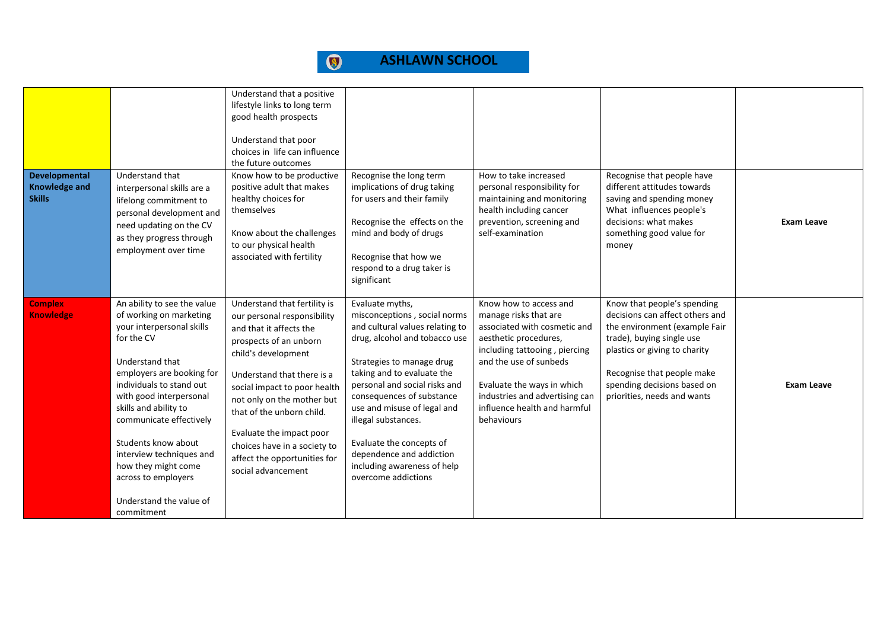# ASHLAWN SCHOOL

| | | | | | | |
|---|---|---|---|---|---|---|
| | | Understand that a positive lifestyle links to long term good health prospects<br><br>Understand that poor choices in life can influence the future outcomes | | | | |
| **Developmental Knowledge and Skills** | Understand that interpersonal skills are a lifelong commitment to personal development and need updating on the CV as they progress through employment over time | Know how to be productive positive adult that makes healthy choices for themselves<br><br>Know about the challenges to our physical health associated with fertility | Recognise the long term implications of drug taking for users and their family<br><br>Recognise the effects on the mind and body of drugs<br><br>Recognise that how we respond to a drug taker is significant | How to take increased personal responsibility for maintaining and monitoring health including cancer prevention, screening and self-examination | Recognise that people have different attitudes towards saving and spending money What influences people's decisions: what makes something good value for money | **Exam Leave** |
| **Complex Knowledge** | An ability to see the value of working on marketing your interpersonal skills for the CV<br><br>Understand that employers are booking for individuals to stand out with good interpersonal skills and ability to communicate effectively<br><br>Students know about interview techniques and how they might come across to employers<br><br>Understand the value of commitment | Understand that fertility is our personal responsibility and that it affects the prospects of an unborn child's development<br><br>Understand that there is a social impact to poor health not only on the mother but that of the unborn child.<br><br>Evaluate the impact poor choices have in a society to affect the opportunities for social advancement | Evaluate myths, misconceptions , social norms and cultural values relating to drug, alcohol and tobacco use<br><br>Strategies to manage drug taking and to evaluate the personal and social risks and consequences of substance use and misuse of legal and illegal substances.<br><br>Evaluate the concepts of dependence and addiction including awareness of help overcome addictions | Know how to access and manage risks that are associated with cosmetic and aesthetic procedures, including tattooing , piercing and the use of sunbeds<br><br>Evaluate the ways in which industries and advertising can influence health and harmful behaviours | Know that people's spending decisions can affect others and the environment (example Fair trade), buying single use plastics or giving to charity<br><br>Recognise that people make spending decisions based on priorities, needs and wants | **Exam Leave** |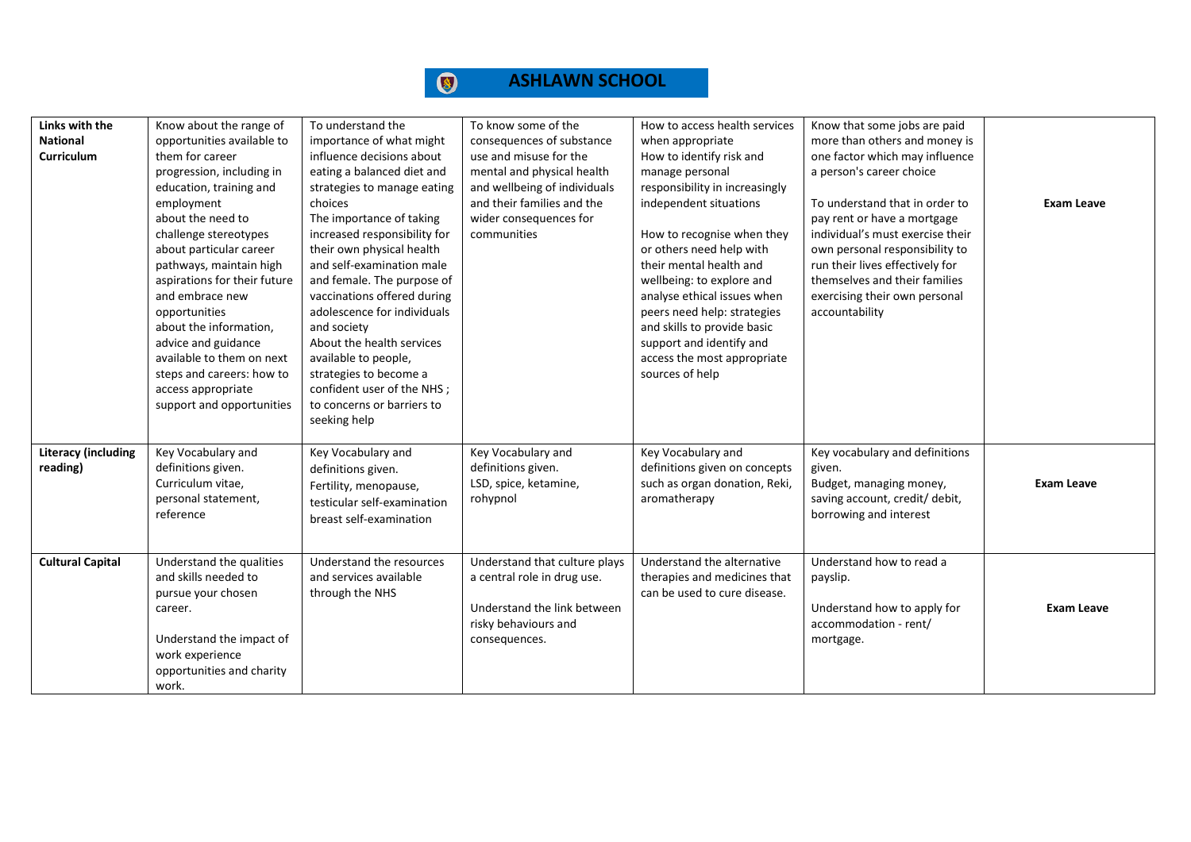# ASHLAWN SCHOOL

| | | | | | | |
|---|---|---|---|---|---|---|
| **Links with the National Curriculum** | Know about the range of opportunities available to them for career progression, including in education, training and employment about the need to challenge stereotypes about particular career pathways, maintain high aspirations for their future and embrace new opportunities about the information, advice and guidance available to them on next steps and careers: how to access appropriate support and opportunities | To understand the importance of what might influence decisions about eating a balanced diet and strategies to manage eating choices The importance of taking increased responsibility for their own physical health and self-examination male and female. The purpose of vaccinations offered during adolescence for individuals and society About the health services available to people, strategies to become a confident user of the NHS ; to concerns or barriers to seeking help | To know some of the consequences of substance use and misuse for the mental and physical health and wellbeing of individuals and their families and the wider consequences for communities | How to access health services when appropriate How to identify risk and manage personal responsibility in increasingly independent situations<br><br>How to recognise when they or others need help with their mental health and wellbeing: to explore and analyse ethical issues when peers need help: strategies and skills to provide basic support and identify and access the most appropriate sources of help | Know that some jobs are paid more than others and money is one factor which may influence a person's career choice<br><br>To understand that in order to pay rent or have a mortgage individual's must exercise their own personal responsibility to run their lives effectively for themselves and their families exercising their own personal accountability | **Exam Leave** |
| **Literacy (including reading)** | Key Vocabulary and definitions given. Curriculum vitae, personal statement, reference | Key Vocabulary and definitions given. Fertility, menopause, testicular self-examination breast self-examination | Key Vocabulary and definitions given. LSD, spice, ketamine, rohypnol | Key Vocabulary and definitions given on concepts such as organ donation, Reki, aromatherapy | Key vocabulary and definitions given. Budget, managing money, saving account, credit/ debit, borrowing and interest | **Exam Leave** |
| **Cultural Capital** | Understand the qualities and skills needed to pursue your chosen career.<br><br>Understand the impact of work experience opportunities and charity work. | Understand the resources and services available through the NHS | Understand that culture plays a central role in drug use.<br><br>Understand the link between risky behaviours and consequences. | Understand the alternative therapies and medicines that can be used to cure disease. | Understand how to read a payslip.<br><br>Understand how to apply for accommodation - rent/ mortgage. | **Exam Leave** |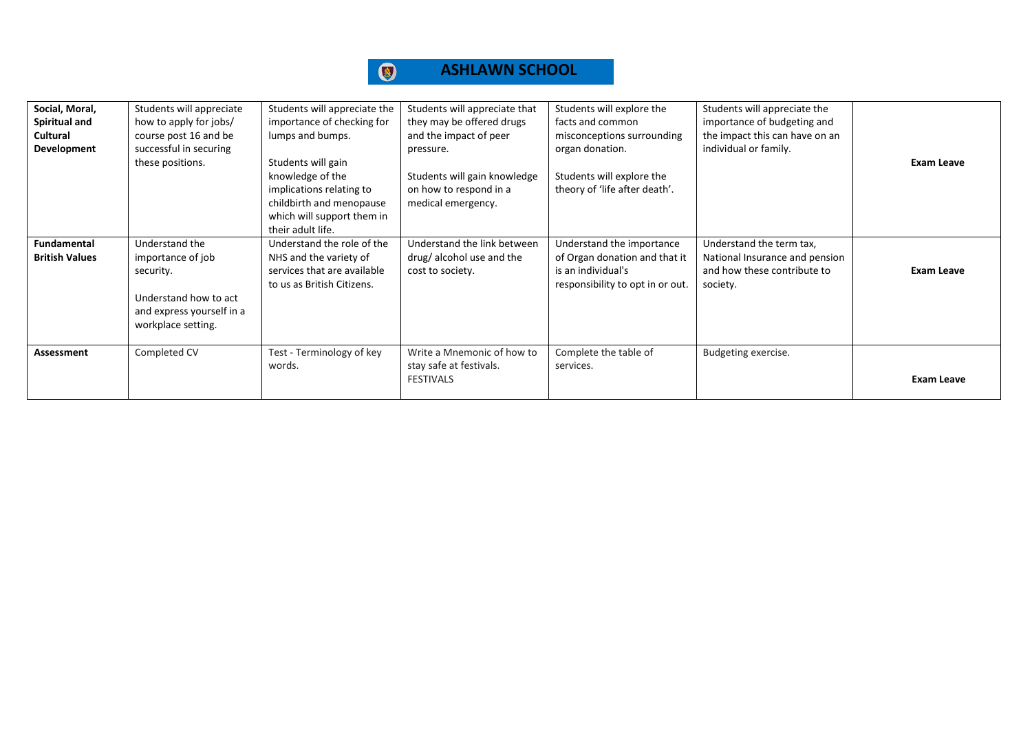# ASHLAWN SCHOOL

| | | | | | | |
|---|---|---|---|---|---|---|
| **Social, Moral, Spiritual and Cultural Development** | Students will appreciate how to apply for jobs/ course post 16 and be successful in securing these positions. | Students will appreciate the importance of checking for lumps and bumps.<br><br>Students will gain knowledge of the implications relating to childbirth and menopause which will support them in their adult life. | Students will appreciate that they may be offered drugs and the impact of peer pressure.<br><br>Students will gain knowledge on how to respond in a medical emergency. | Students will explore the facts and common misconceptions surrounding organ donation.<br><br>Students will explore the theory of 'life after death'. | Students will appreciate the importance of budgeting and the impact this can have on an individual or family. | **Exam Leave** |
| **Fundamental British Values** | Understand the importance of job security.<br><br>Understand how to act and express yourself in a workplace setting. | Understand the role of the NHS and the variety of services that are available to us as British Citizens. | Understand the link between drug/ alcohol use and the cost to society. | Understand the importance of Organ donation and that it is an individual's responsibility to opt in or out. | Understand the term tax, National Insurance and pension and how these contribute to society. | **Exam Leave** |
| **Assessment** | Completed CV | Test - Terminology of key words. | Write a Mnemonic of how to stay safe at festivals.<br>FESTIVALS | Complete the table of services. | Budgeting exercise. | **Exam Leave** |